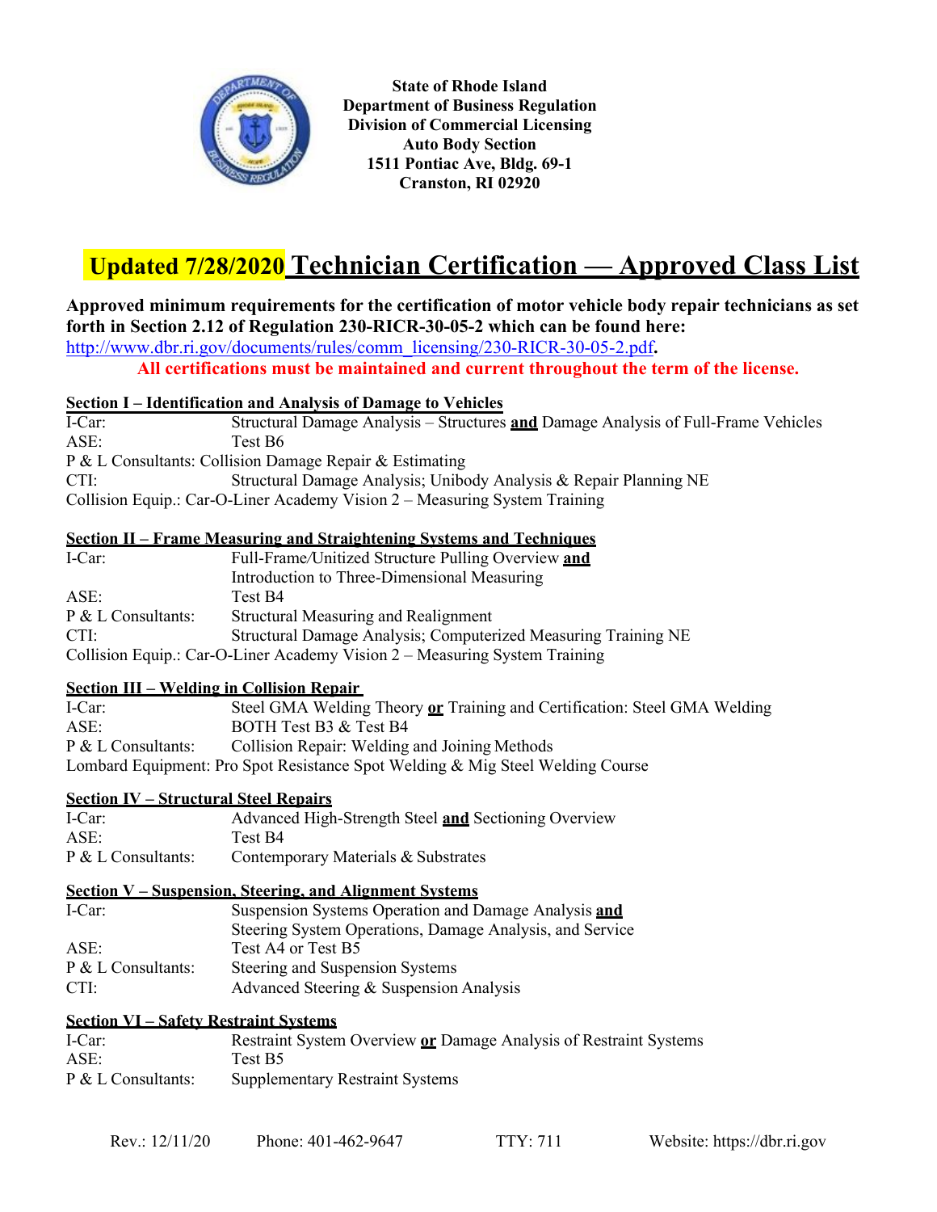**State of Rhode Island**
**Department of Business Regulation**
**Division of Commercial Licensing**
**Auto Body Section**
**1511 Pontiac Ave, Bldg. 69-1**
**Cranston, RI 02920**

# Updated 7/28/2020 Technician Certification — Approved Class List

**Approved minimum requirements for the certification of motor vehicle body repair technicians as set forth in Section 2.12 of Regulation 230-RICR-30-05-2 which can be found here:**
http://www.dbr.ri.gov/documents/rules/comm_licensing/230-RICR-30-05-2.pdf**.**

**All certifications must be maintained and current throughout the term of the license.**

## Section I – Identification and Analysis of Damage to Vehicles

I-Car: Structural Damage Analysis – Structures **and** Damage Analysis of Full-Frame Vehicles
ASE: Test B6
P & L Consultants: Collision Damage Repair & Estimating
CTI: Structural Damage Analysis; Unibody Analysis & Repair Planning NE
Collision Equip.: Car-O-Liner Academy Vision 2 – Measuring System Training

## Section II – Frame Measuring and Straightening Systems and Techniques

I-Car: Full-Frame/Unitized Structure Pulling Overview **and** Introduction to Three-Dimensional Measuring
ASE: Test B4
P & L Consultants: Structural Measuring and Realignment
CTI: Structural Damage Analysis; Computerized Measuring Training NE
Collision Equip.: Car-O-Liner Academy Vision 2 – Measuring System Training

## Section III – Welding in Collision Repair

I-Car: Steel GMA Welding Theory **or** Training and Certification: Steel GMA Welding
ASE: BOTH Test B3 & Test B4
P & L Consultants: Collision Repair: Welding and Joining Methods
Lombard Equipment: Pro Spot Resistance Spot Welding & Mig Steel Welding Course

## Section IV – Structural Steel Repairs

I-Car: Advanced High-Strength Steel **and** Sectioning Overview
ASE: Test B4
P & L Consultants: Contemporary Materials & Substrates

## Section V – Suspension, Steering, and Alignment Systems

I-Car: Suspension Systems Operation and Damage Analysis **and** Steering System Operations, Damage Analysis, and Service
ASE: Test A4 or Test B5
P & L Consultants: Steering and Suspension Systems
CTI: Advanced Steering & Suspension Analysis

## Section VI – Safety Restraint Systems

I-Car: Restraint System Overview **or** Damage Analysis of Restraint Systems
ASE: Test B5
P & L Consultants: Supplementary Restraint Systems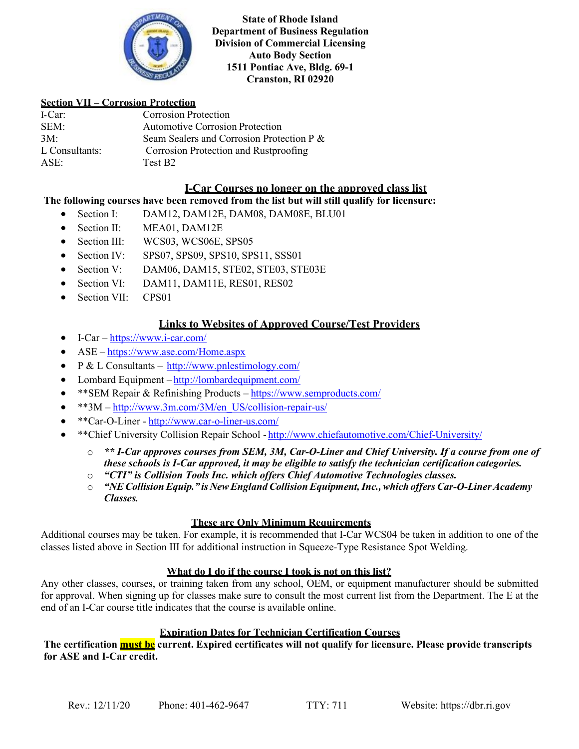**State of Rhode Island**
**Department of Business Regulation**
**Division of Commercial Licensing**
**Auto Body Section**
**1511 Pontiac Ave, Bldg. 69-1**
**Cranston, RI 02920**

## Section VII – Corrosion Protection

| | |
|---|---|
| I-Car: | Corrosion Protection |
| SEM: | Automotive Corrosion Protection |
| 3M: | Seam Sealers and Corrosion Protection P & |
| L Consultants: | Corrosion Protection and Rustproofing |
| ASE: | Test B2 |

## I-Car Courses no longer on the approved class list

**The following courses have been removed from the list but will still qualify for licensure:**

- Section I: DAM12, DAM12E, DAM08, DAM08E, BLU01
- Section II: MEA01, DAM12E
- Section III: WCS03, WCS06E, SPS05
- Section IV: SPS07, SPS09, SPS10, SPS11, SSS01
- Section V: DAM06, DAM15, STE02, STE03, STE03E
- Section VI: DAM11, DAM11E, RES01, RES02
- Section VII: CPS01

## Links to Websites of Approved Course/Test Providers

- I-Car – https://www.i-car.com/
- ASE – https://www.ase.com/Home.aspx
- P & L Consultants – http://www.pnlestimology.com/
- Lombard Equipment – http://lombardequipment.com/
- **SEM Repair & Refinishing Products – https://www.semproducts.com/
- **3M – http://www.3m.com/3M/en_US/collision-repair-us/
- **Car-O-Liner - http://www.car-o-liner-us.com/
- **Chief University Collision Repair School - http://www.chiefautomotive.com/Chief-University/
  - ***\*\* I-Car approves courses from SEM, 3M, Car-O-Liner and Chief University. If a course from one of these schools is I-Car approved, it may be eligible to satisfy the technician certification categories.***
  - ***"CTI" is Collision Tools Inc. which offers Chief Automotive Technologies classes.***
  - ***"NE Collision Equip." is New England Collision Equipment, Inc., which offers Car-O-Liner Academy Classes.***

## These are Only Minimum Requirements

Additional courses may be taken. For example, it is recommended that I-Car WCS04 be taken in addition to one of the classes listed above in Section III for additional instruction in Squeeze-Type Resistance Spot Welding.

## What do I do if the course I took is not on this list?

Any other classes, courses, or training taken from any school, OEM, or equipment manufacturer should be submitted for approval. When signing up for classes make sure to consult the most current list from the Department. The E at the end of an I-Car course title indicates that the course is available online.

## Expiration Dates for Technician Certification Courses

**The certification must be current. Expired certificates will not qualify for licensure. Please provide transcripts for ASE and I-Car credit.**

Rev.: 12/11/20 Phone: 401-462-9647 TTY: 711 Website: https://dbr.ri.gov